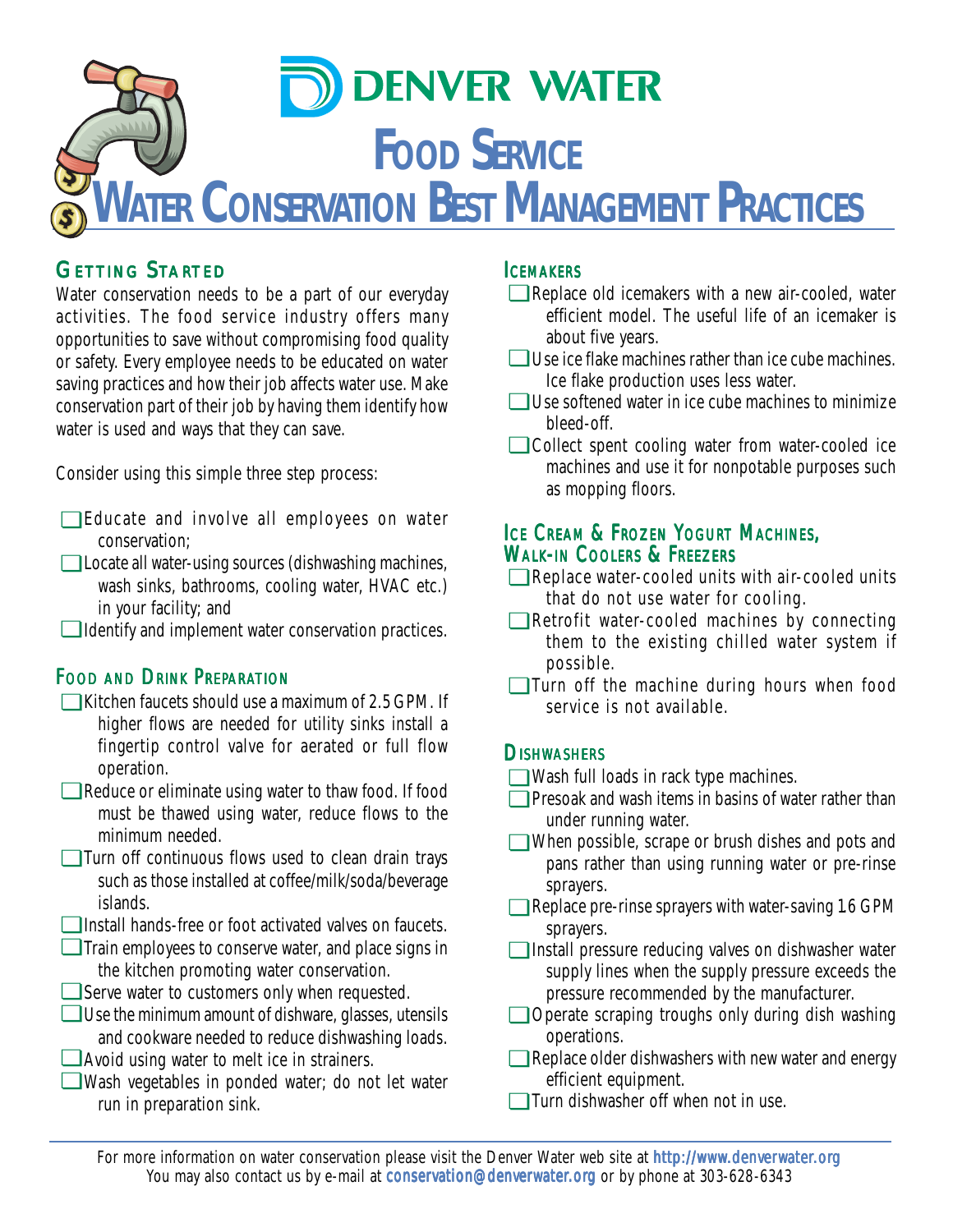# DENVER WATER

# FOOD SERVICE WATER CONSERVATION BEST MANAGEMENT PRACTICES

## GETTING STARTED

Water conservation needs to be a part of our everyday activities. The food service industry offers many opportunities to save without compromising food quality or safety. Every employee needs to be educated on water saving practices and how their job affects water use. Make conservation part of their job by having them identify how water is used and ways that they can save.

Consider using this simple three step process:

- ☐ Educate and involve all employees on water conservation;
- ☐ Locate all water-using sources (dishwashing machines, wash sinks, bathrooms, cooling water, HVAC etc.) in your facility; and
- ☐ Identify and implement water conservation practices.

## FOOD AND DRINK PREPARATION

- ☐ Kitchen faucets should use a maximum of 2.5 GPM. If higher flows are needed for utility sinks install a fingertip control valve for aerated or full flow operation.
- ☐ Reduce or eliminate using water to thaw food. If food must be thawed using water, reduce flows to the minimum needed.
- ☐ Turn off continuous flows used to clean drain trays such as those installed at coffee/milk/soda/beverage islands.
- ☐ Install hands-free or foot activated valves on faucets.
- ☐ Train employees to conserve water, and place signs in the kitchen promoting water conservation.
- ☐ Serve water to customers only when requested.
- ☐ Use the minimum amount of dishware, glasses, utensils and cookware needed to reduce dishwashing loads.
- ☐ Avoid using water to melt ice in strainers.
- ☐ Wash vegetables in ponded water; do not let water run in preparation sink.

## ICEMAKERS

- ☐ Replace old icemakers with a new air-cooled, water efficient model. The useful life of an icemaker is about five years.
- ☐ Use ice flake machines rather than ice cube machines. Ice flake production uses less water.
- ☐ Use softened water in ice cube machines to minimize bleed-off.
- ☐ Collect spent cooling water from water-cooled ice machines and use it for nonpotable purposes such as mopping floors.

## ICE CREAM & FROZEN YOGURT MACHINES, WALK-IN COOLERS & FREEZERS

- ☐ Replace water-cooled units with air-cooled units that do not use water for cooling.
- ☐ Retrofit water-cooled machines by connecting them to the existing chilled water system if possible.
- ☐ Turn off the machine during hours when food service is not available.

## DISHWASHERS

- ☐ Wash full loads in rack type machines.
- ☐ Presoak and wash items in basins of water rather than under running water.
- ☐ When possible, scrape or brush dishes and pots and pans rather than using running water or pre-rinse sprayers.
- ☐ Replace pre-rinse sprayers with water-saving 1.6 GPM sprayers.
- ☐ Install pressure reducing valves on dishwasher water supply lines when the supply pressure exceeds the pressure recommended by the manufacturer.
- ☐ Operate scraping troughs only during dish washing operations.
- ☐ Replace older dishwashers with new water and energy efficient equipment.
- ☐ Turn dishwasher off when not in use.

For more information on water conservation please visit the Denver Water web site at http://www.denverwater.org
You may also contact us by e-mail at conservation@denverwater.org or by phone at 303-628-6343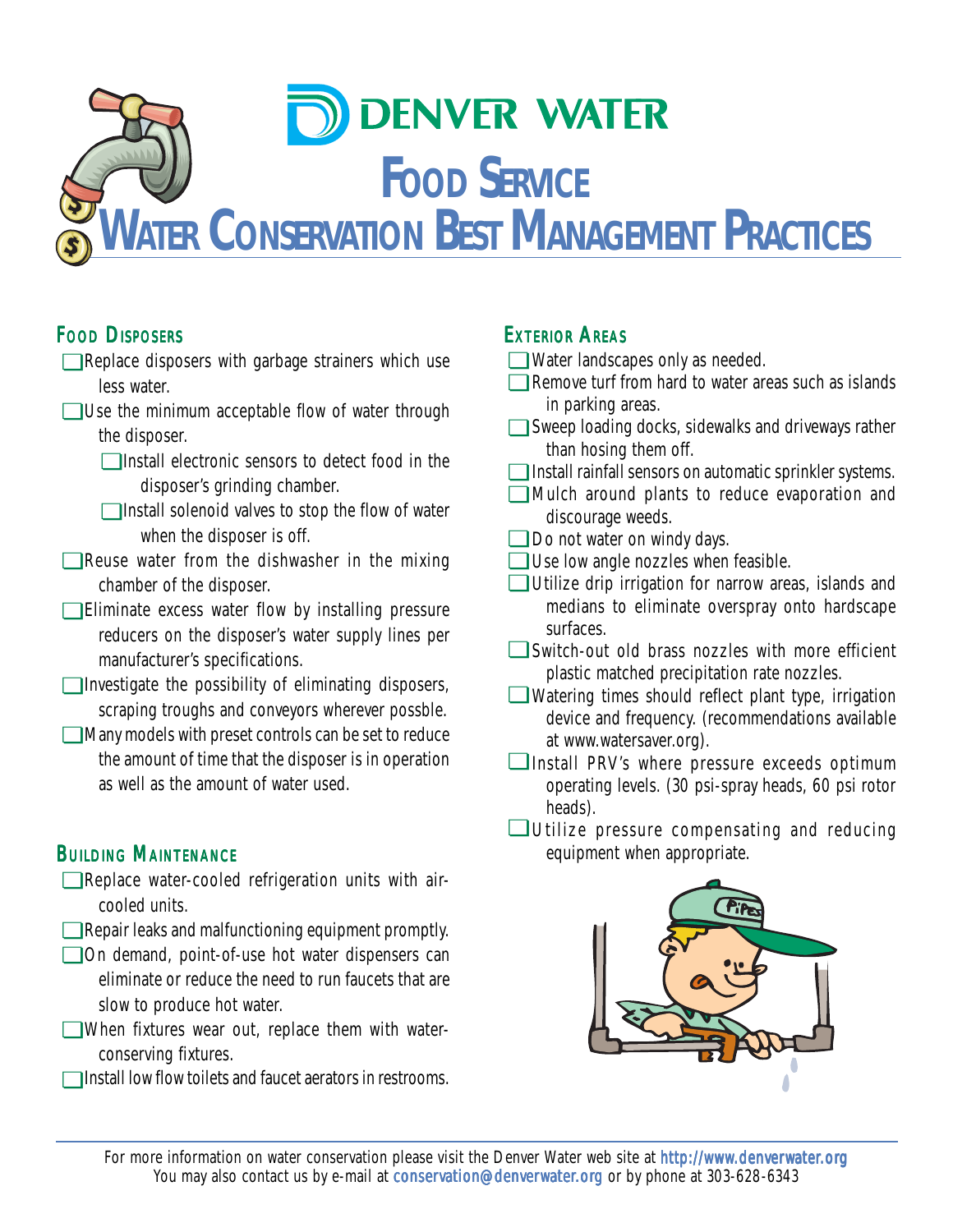# DENVER WATER

## FOOD SERVICE

## WATER CONSERVATION BEST MANAGEMENT PRACTICES

### FOOD DISPOSERS

- Replace disposers with garbage strainers which use less water.
- Use the minimum acceptable flow of water through the disposer.
  - Install electronic sensors to detect food in the disposer's grinding chamber.
  - Install solenoid valves to stop the flow of water when the disposer is off.
- Reuse water from the dishwasher in the mixing chamber of the disposer.
- Eliminate excess water flow by installing pressure reducers on the disposer's water supply lines per manufacturer's specifications.
- Investigate the possibility of eliminating disposers, scraping troughs and conveyors wherever possble.
- Many models with preset controls can be set to reduce the amount of time that the disposer is in operation as well as the amount of water used.

### BUILDING MAINTENANCE

- Replace water-cooled refrigeration units with air-cooled units.
- Repair leaks and malfunctioning equipment promptly.
- On demand, point-of-use hot water dispensers can eliminate or reduce the need to run faucets that are slow to produce hot water.
- When fixtures wear out, replace them with water-conserving fixtures.
- Install low flow toilets and faucet aerators in restrooms.

### EXTERIOR AREAS

- Water landscapes only as needed.
- Remove turf from hard to water areas such as islands in parking areas.
- Sweep loading docks, sidewalks and driveways rather than hosing them off.
- Install rainfall sensors on automatic sprinkler systems.
- Mulch around plants to reduce evaporation and discourage weeds.
- Do not water on windy days.
- Use low angle nozzles when feasible.
- Utilize drip irrigation for narrow areas, islands and medians to eliminate overspray onto hardscape surfaces.
- Switch-out old brass nozzles with more efficient plastic matched precipitation rate nozzles.
- Watering times should reflect plant type, irrigation device and frequency. (recommendations available at www.watersaver.org).
- Install PRV's where pressure exceeds optimum operating levels. (30 psi-spray heads, 60 psi rotor heads).
- Utilize pressure compensating and reducing equipment when appropriate.

For more information on water conservation please visit the Denver Water web site at http://www.denverwater.org
You may also contact us by e-mail at conservation@denverwater.org or by phone at 303-628-6343